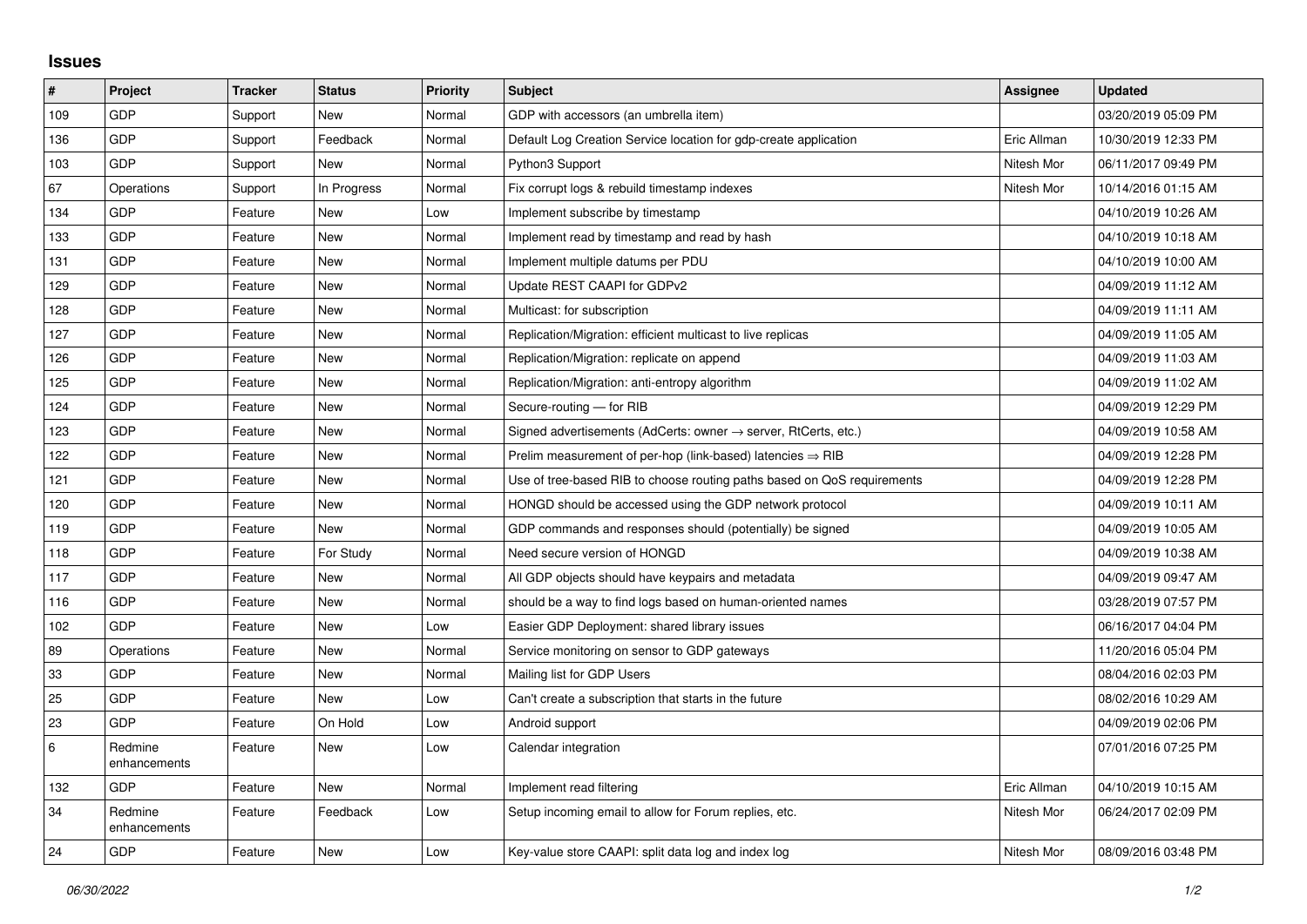## Issues

| # | Project | Tracker | Status | Priority | Subject | Assignee | Updated |
|---|---|---|---|---|---|---|---|
| 109 | GDP | Support | New | Normal | GDP with accessors (an umbrella item) | | 03/20/2019 05:09 PM |
| 136 | GDP | Support | Feedback | Normal | Default Log Creation Service location for gdp-create application | Eric Allman | 10/30/2019 12:33 PM |
| 103 | GDP | Support | New | Normal | Python3 Support | Nitesh Mor | 06/11/2017 09:49 PM |
| 67 | Operations | Support | In Progress | Normal | Fix corrupt logs & rebuild timestamp indexes | Nitesh Mor | 10/14/2016 01:15 AM |
| 134 | GDP | Feature | New | Low | Implement subscribe by timestamp | | 04/10/2019 10:26 AM |
| 133 | GDP | Feature | New | Normal | Implement read by timestamp and read by hash | | 04/10/2019 10:18 AM |
| 131 | GDP | Feature | New | Normal | Implement multiple datums per PDU | | 04/10/2019 10:00 AM |
| 129 | GDP | Feature | New | Normal | Update REST CAAPI for GDPv2 | | 04/09/2019 11:12 AM |
| 128 | GDP | Feature | New | Normal | Multicast: for subscription | | 04/09/2019 11:11 AM |
| 127 | GDP | Feature | New | Normal | Replication/Migration: efficient multicast to live replicas | | 04/09/2019 11:05 AM |
| 126 | GDP | Feature | New | Normal | Replication/Migration: replicate on append | | 04/09/2019 11:03 AM |
| 125 | GDP | Feature | New | Normal | Replication/Migration: anti-entropy algorithm | | 04/09/2019 11:02 AM |
| 124 | GDP | Feature | New | Normal | Secure-routing — for RIB | | 04/09/2019 12:29 PM |
| 123 | GDP | Feature | New | Normal | Signed advertisements (AdCerts: owner → server, RtCerts, etc.) | | 04/09/2019 10:58 AM |
| 122 | GDP | Feature | New | Normal | Prelim measurement of per-hop (link-based) latencies ⇒ RIB | | 04/09/2019 12:28 PM |
| 121 | GDP | Feature | New | Normal | Use of tree-based RIB to choose routing paths based on QoS requirements | | 04/09/2019 12:28 PM |
| 120 | GDP | Feature | New | Normal | HONGD should be accessed using the GDP network protocol | | 04/09/2019 10:11 AM |
| 119 | GDP | Feature | New | Normal | GDP commands and responses should (potentially) be signed | | 04/09/2019 10:05 AM |
| 118 | GDP | Feature | For Study | Normal | Need secure version of HONGD | | 04/09/2019 10:38 AM |
| 117 | GDP | Feature | New | Normal | All GDP objects should have keypairs and metadata | | 04/09/2019 09:47 AM |
| 116 | GDP | Feature | New | Normal | should be a way to find logs based on human-oriented names | | 03/28/2019 07:57 PM |
| 102 | GDP | Feature | New | Low | Easier GDP Deployment: shared library issues | | 06/16/2017 04:04 PM |
| 89 | Operations | Feature | New | Normal | Service monitoring on sensor to GDP gateways | | 11/20/2016 05:04 PM |
| 33 | GDP | Feature | New | Normal | Mailing list for GDP Users | | 08/04/2016 02:03 PM |
| 25 | GDP | Feature | New | Low | Can't create a subscription that starts in the future | | 08/02/2016 10:29 AM |
| 23 | GDP | Feature | On Hold | Low | Android support | | 04/09/2019 02:06 PM |
| 6 | Redmine enhancements | Feature | New | Low | Calendar integration | | 07/01/2016 07:25 PM |
| 132 | GDP | Feature | New | Normal | Implement read filtering | Eric Allman | 04/10/2019 10:15 AM |
| 34 | Redmine enhancements | Feature | Feedback | Low | Setup incoming email to allow for Forum replies, etc. | Nitesh Mor | 06/24/2017 02:09 PM |
| 24 | GDP | Feature | New | Low | Key-value store CAAPI: split data log and index log | Nitesh Mor | 08/09/2016 03:48 PM |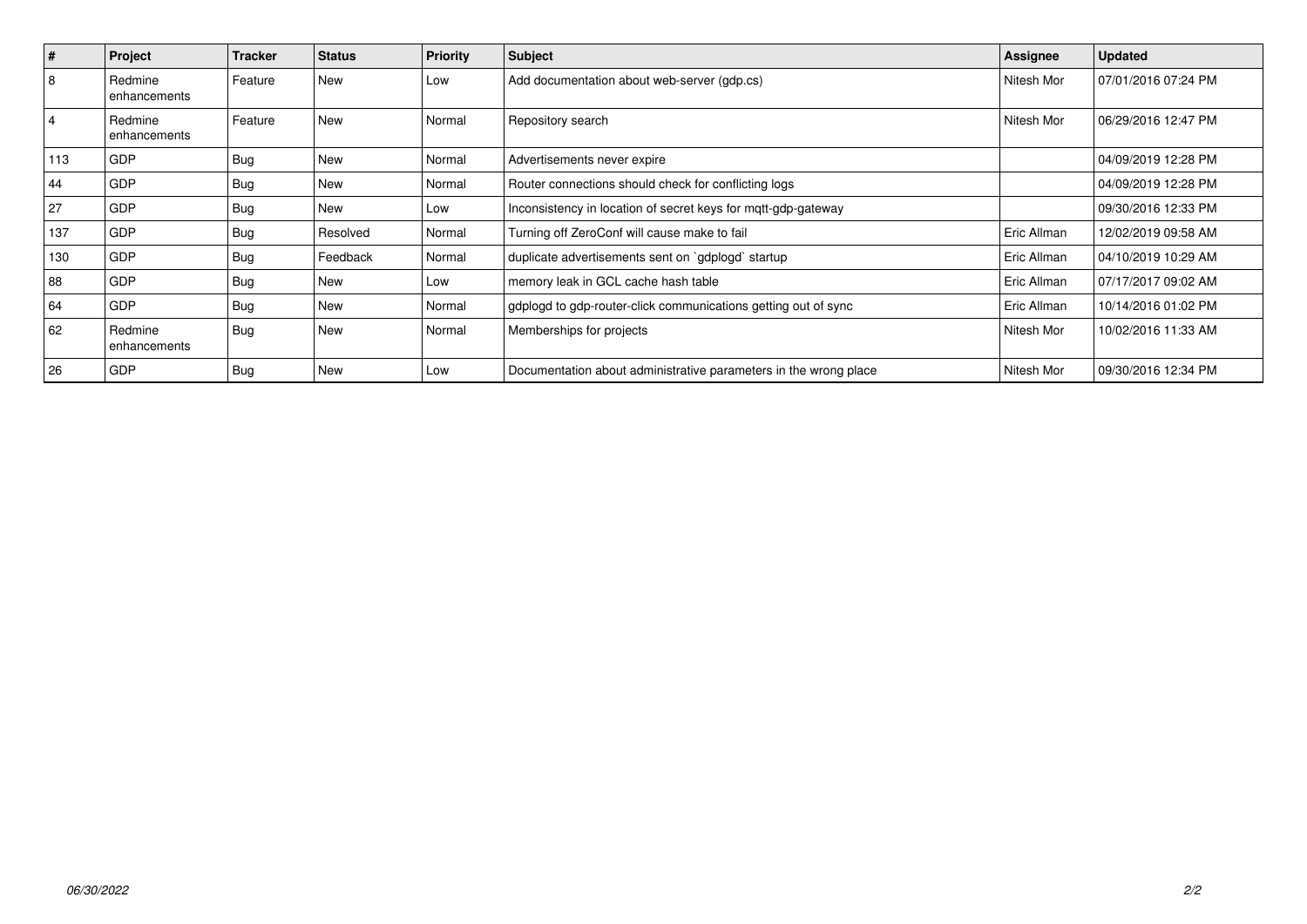| # | Project | Tracker | Status | Priority | Subject | Assignee | Updated |
|---|---|---|---|---|---|---|---|
| 8 | Redmine enhancements | Feature | New | Low | Add documentation about web-server (gdp.cs) | Nitesh Mor | 07/01/2016 07:24 PM |
| 4 | Redmine enhancements | Feature | New | Normal | Repository search | Nitesh Mor | 06/29/2016 12:47 PM |
| 113 | GDP | Bug | New | Normal | Advertisements never expire | | 04/09/2019 12:28 PM |
| 44 | GDP | Bug | New | Normal | Router connections should check for conflicting logs | | 04/09/2019 12:28 PM |
| 27 | GDP | Bug | New | Low | Inconsistency in location of secret keys for mqtt-gdp-gateway | | 09/30/2016 12:33 PM |
| 137 | GDP | Bug | Resolved | Normal | Turning off ZeroConf will cause make to fail | Eric Allman | 12/02/2019 09:58 AM |
| 130 | GDP | Bug | Feedback | Normal | duplicate advertisements sent on `gdplogd` startup | Eric Allman | 04/10/2019 10:29 AM |
| 88 | GDP | Bug | New | Low | memory leak in GCL cache hash table | Eric Allman | 07/17/2017 09:02 AM |
| 64 | GDP | Bug | New | Normal | gdplogd to gdp-router-click communications getting out of sync | Eric Allman | 10/14/2016 01:02 PM |
| 62 | Redmine enhancements | Bug | New | Normal | Memberships for projects | Nitesh Mor | 10/02/2016 11:33 AM |
| 26 | GDP | Bug | New | Low | Documentation about administrative parameters in the wrong place | Nitesh Mor | 09/30/2016 12:34 PM |